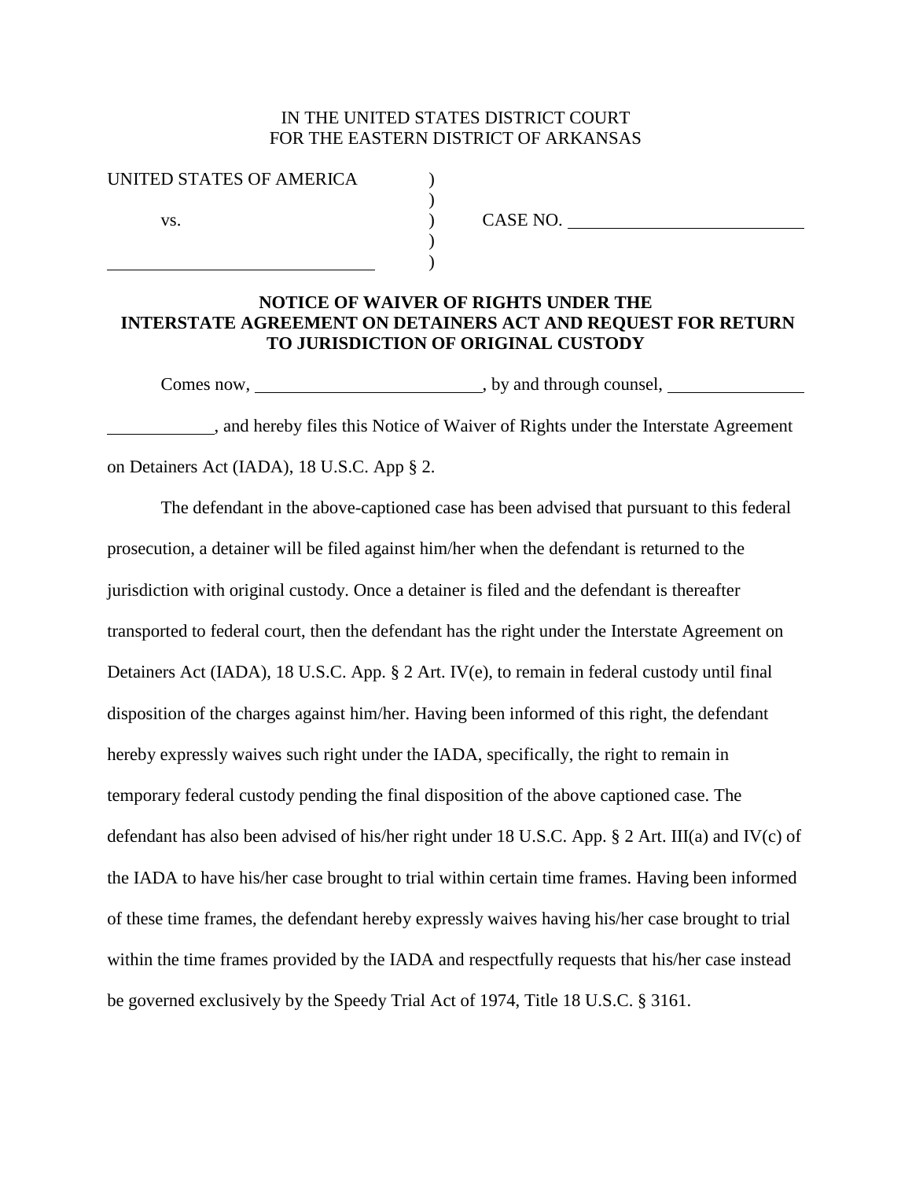IN THE UNITED STATES DISTRICT COURT
FOR THE EASTERN DISTRICT OF ARKANSAS

UNITED STATES OF AMERICA )
)
vs. ) CASE NO. ____________________
)
____________________ )

**NOTICE OF WAIVER OF RIGHTS UNDER THE INTERSTATE AGREEMENT ON DETAINERS ACT AND REQUEST FOR RETURN TO JURISDICTION OF ORIGINAL CUSTODY**

Comes now, ____________________, by and through counsel, ____________________, and hereby files this Notice of Waiver of Rights under the Interstate Agreement on Detainers Act (IADA), 18 U.S.C. App § 2.

The defendant in the above-captioned case has been advised that pursuant to this federal prosecution, a detainer will be filed against him/her when the defendant is returned to the jurisdiction with original custody. Once a detainer is filed and the defendant is thereafter transported to federal court, then the defendant has the right under the Interstate Agreement on Detainers Act (IADA), 18 U.S.C. App. § 2 Art. IV(e), to remain in federal custody until final disposition of the charges against him/her. Having been informed of this right, the defendant hereby expressly waives such right under the IADA, specifically, the right to remain in temporary federal custody pending the final disposition of the above captioned case. The defendant has also been advised of his/her right under 18 U.S.C. App. § 2 Art. III(a) and IV(c) of the IADA to have his/her case brought to trial within certain time frames. Having been informed of these time frames, the defendant hereby expressly waives having his/her case brought to trial within the time frames provided by the IADA and respectfully requests that his/her case instead be governed exclusively by the Speedy Trial Act of 1974, Title 18 U.S.C. § 3161.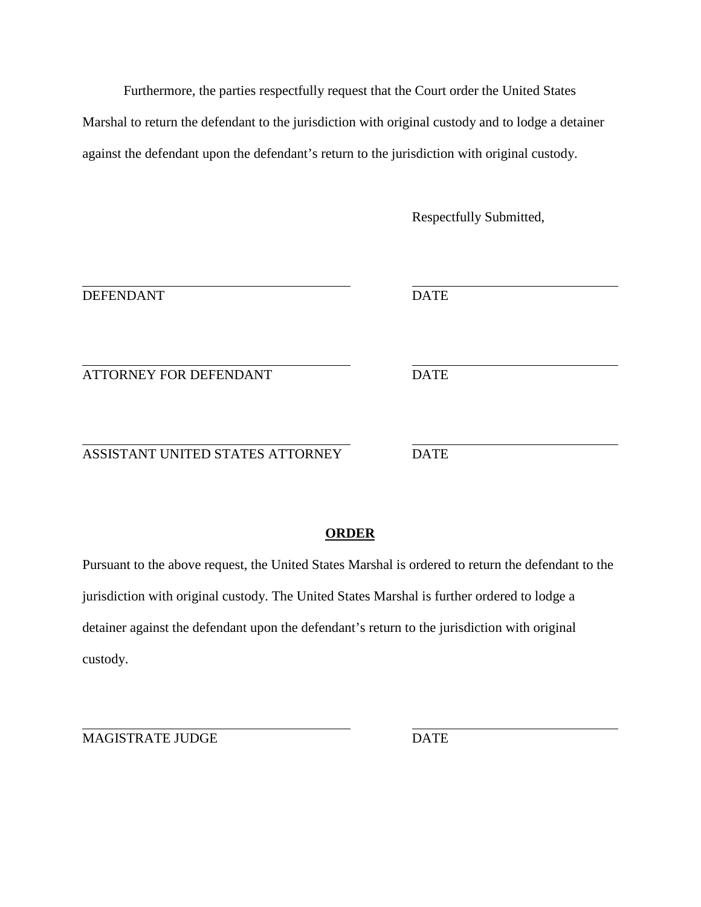Furthermore, the parties respectfully request that the Court order the United States Marshal to return the defendant to the jurisdiction with original custody and to lodge a detainer against the defendant upon the defendant's return to the jurisdiction with original custody.

Respectfully Submitted,

| | |
|---|---|
| \_\_\_\_\_\_\_\_\_\_\_\_\_\_\_\_\_\_\_\_\_\_\_\_\_\_\_\_\_\_\_\_ | \_\_\_\_\_\_\_\_\_\_\_\_\_\_\_\_\_\_\_\_\_\_\_\_ |
| DEFENDANT | DATE |
| \_\_\_\_\_\_\_\_\_\_\_\_\_\_\_\_\_\_\_\_\_\_\_\_\_\_\_\_\_\_\_\_ | \_\_\_\_\_\_\_\_\_\_\_\_\_\_\_\_\_\_\_\_\_\_\_\_ |
| ATTORNEY FOR DEFENDANT | DATE |
| \_\_\_\_\_\_\_\_\_\_\_\_\_\_\_\_\_\_\_\_\_\_\_\_\_\_\_\_\_\_\_\_ | \_\_\_\_\_\_\_\_\_\_\_\_\_\_\_\_\_\_\_\_\_\_\_\_ |
| ASSISTANT UNITED STATES ATTORNEY | DATE |

**ORDER**

Pursuant to the above request, the United States Marshal is ordered to return the defendant to the jurisdiction with original custody. The United States Marshal is further ordered to lodge a detainer against the defendant upon the defendant's return to the jurisdiction with original custody.

| | |
|---|---|
| \_\_\_\_\_\_\_\_\_\_\_\_\_\_\_\_\_\_\_\_\_\_\_\_\_\_\_\_\_\_\_\_ | \_\_\_\_\_\_\_\_\_\_\_\_\_\_\_\_\_\_\_\_\_\_\_\_ |
| MAGISTRATE JUDGE | DATE |